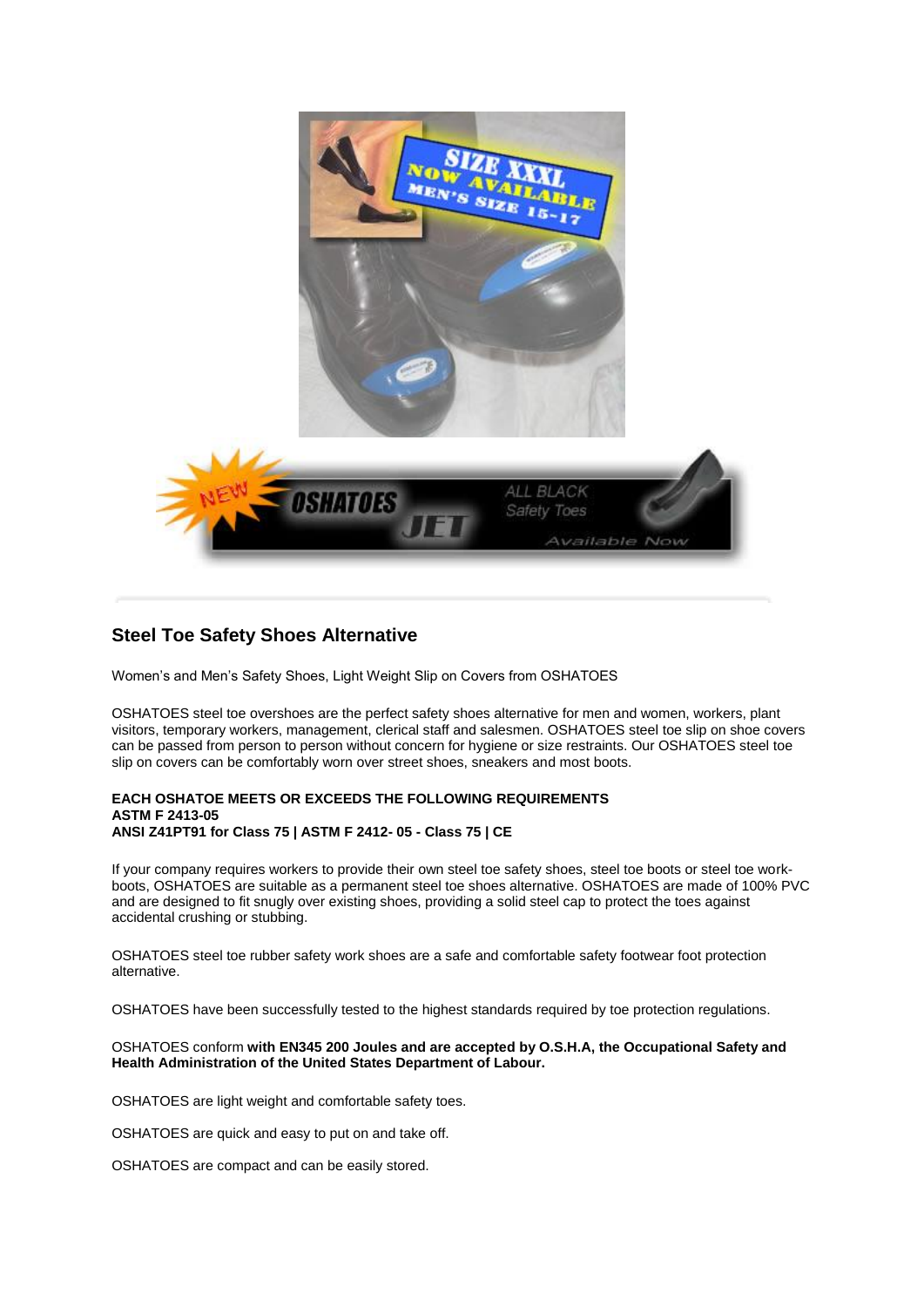## Steel Toe Safety Shoes Alternative

Women's and Men's Safety Shoes, Light Weight Slip on Covers from OSHATOES

OSHATOES steel toe overshoes are the perfect safety shoes alternative for men and women, workers, plant visitors, temporary workers, management, clerical staff and salesmen. OSHATOES steel toe slip on shoe covers can be passed from person to person without concern for hygiene or size restraints. Our OSHATOES steel toe slip on covers can be comfortably worn over street shoes, sneakers and most boots.

**EACH OSHATOE MEETS OR EXCEEDS THE FOLLOWING REQUIREMENTS**
**ASTM F 2413-05**
**ANSI Z41PT91 for Class 75 | ASTM F 2412- 05 - Class 75 | CE**

If your company requires workers to provide their own steel toe safety shoes, steel toe boots or steel toe work-boots, OSHATOES are suitable as a permanent steel toe shoes alternative. OSHATOES are made of 100% PVC and are designed to fit snugly over existing shoes, providing a solid steel cap to protect the toes against accidental crushing or stubbing.

OSHATOES steel toe rubber safety work shoes are a safe and comfortable safety footwear foot protection alternative.

OSHATOES have been successfully tested to the highest standards required by toe protection regulations.

OSHATOES conform **with EN345 200 Joules and are accepted by O.S.H.A, the Occupational Safety and Health Administration of the United States Department of Labour.**

OSHATOES are light weight and comfortable safety toes.

OSHATOES are quick and easy to put on and take off.

OSHATOES are compact and can be easily stored.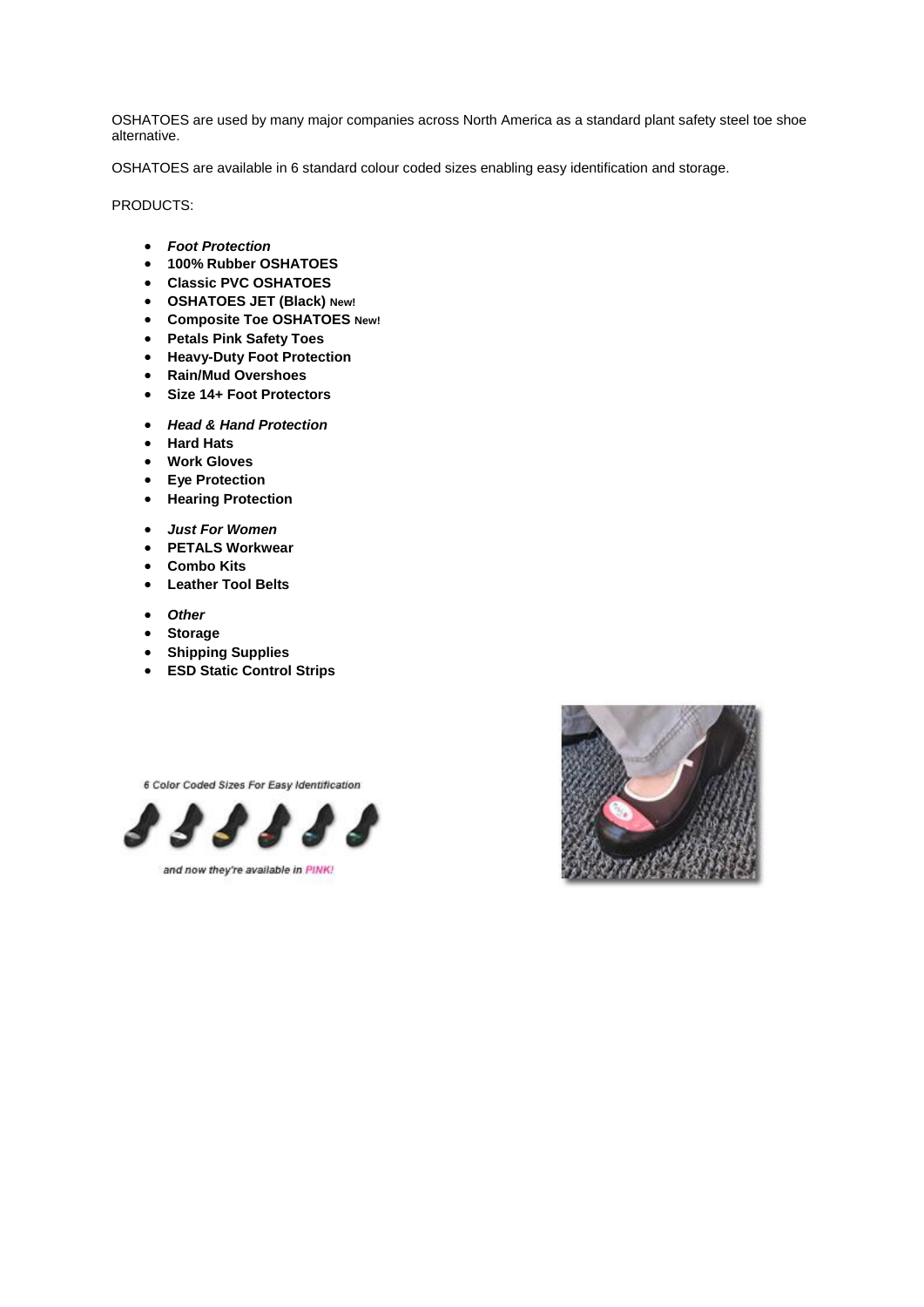OSHATOES are used by many major companies across North America as a standard plant safety steel toe shoe alternative.

OSHATOES are available in 6 standard colour coded sizes enabling easy identification and storage.

PRODUCTS:

- ***Foot Protection***
- **100% Rubber OSHATOES**
- **Classic PVC OSHATOES**
- **OSHATOES JET (Black) New!**
- **Composite Toe OSHATOES New!**
- **Petals Pink Safety Toes**
- **Heavy-Duty Foot Protection**
- **Rain/Mud Overshoes**
- **Size 14+ Foot Protectors**

- ***Head & Hand Protection***
- **Hard Hats**
- **Work Gloves**
- **Eye Protection**
- **Hearing Protection**

- ***Just For Women***
- **PETALS Workwear**
- **Combo Kits**
- **Leather Tool Belts**

- ***Other***
- **Storage**
- **Shipping Supplies**
- **ESD Static Control Strips**

6 Color Coded Sizes For Easy Identification

and now they're available in PINK!